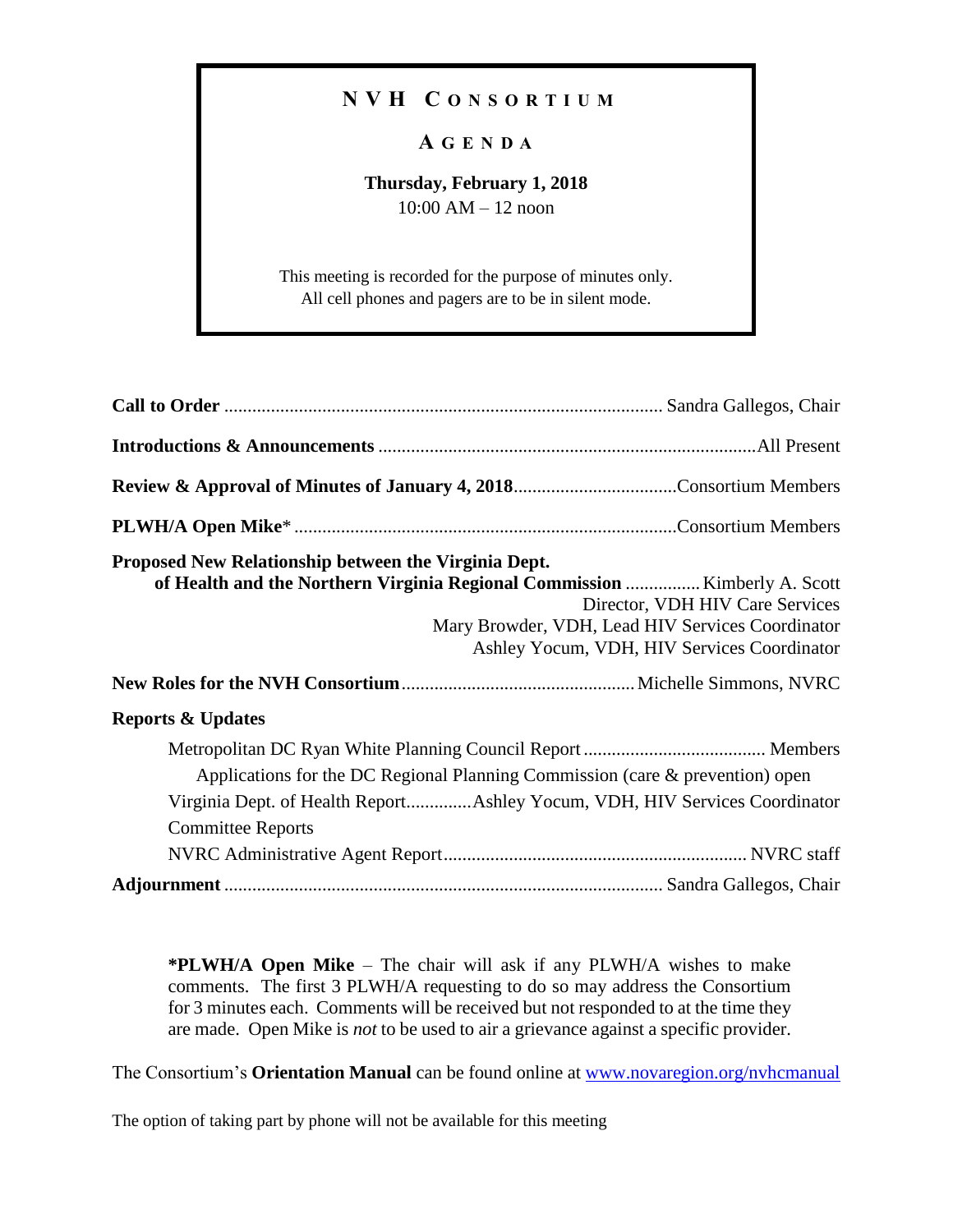# NVH CONSORTIUM

## AGENDA

**Thursday, February 1, 2018**
10:00 AM – 12 noon

This meeting is recorded for the purpose of minutes only.
All cell phones and pagers are to be in silent mode.

**Call to Order** ............................................................ Sandra Gallegos, Chair

**Introductions & Announcements** ............................................................ All Present

**Review & Approval of Minutes of January 4, 2018** .................................. Consortium Members

**PLWH/A Open Mike*** ............................................................ Consortium Members

**Proposed New Relationship between the Virginia Dept. of Health and the Northern Virginia Regional Commission** ................ Kimberly A. Scott
Director, VDH HIV Care Services
Mary Browder, VDH, Lead HIV Services Coordinator
Ashley Yocum, VDH, HIV Services Coordinator

**New Roles for the NVH Consortium** ............................................ Michelle Simmons, NVRC

**Reports & Updates**

- Metropolitan DC Ryan White Planning Council Report ....................................... Members
  - Applications for the DC Regional Planning Commission (care & prevention) open
- Virginia Dept. of Health Report.............Ashley Yocum, VDH, HIV Services Coordinator
- Committee Reports
- NVRC Administrative Agent Report................................................................ NVRC staff

**Adjournment** ............................................................ Sandra Gallegos, Chair

**\*PLWH/A Open Mike** – The chair will ask if any PLWH/A wishes to make comments. The first 3 PLWH/A requesting to do so may address the Consortium for 3 minutes each. Comments will be received but not responded to at the time they are made. Open Mike is *not* to be used to air a grievance against a specific provider.

The Consortium's **Orientation Manual** can be found online at [www.novaregion.org/nvhcmanual](http://www.novaregion.org/nvhcmanual)

The option of taking part by phone will not be available for this meeting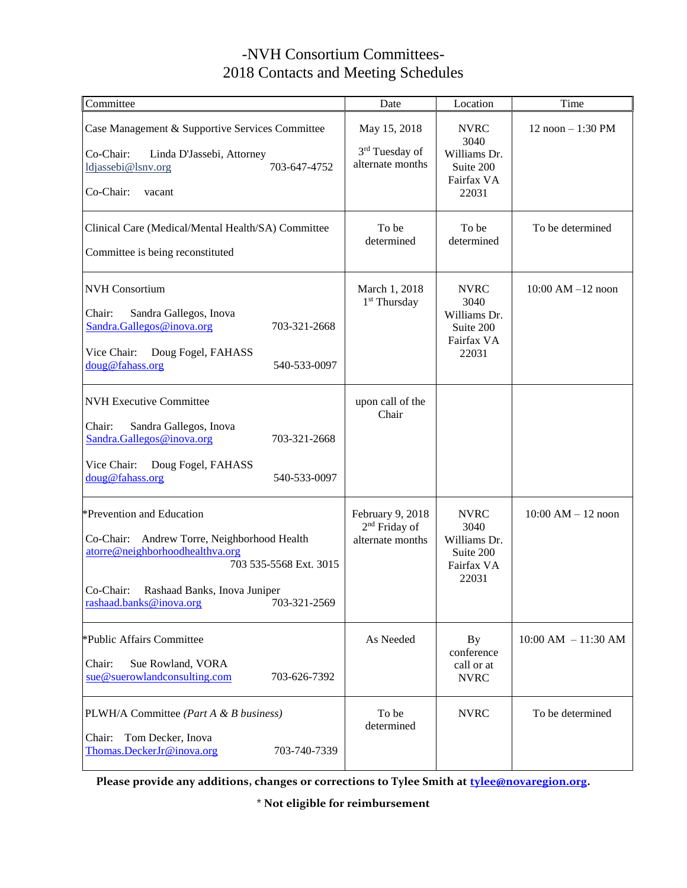# -NVH Consortium Committees-
## 2018 Contacts and Meeting Schedules

| Committee | Date | Location | Time |
|---|---|---|---|
| Case Management & Supportive Services Committee<br><br>Co-Chair: Linda D'Jassebi, Attorney<br>ldjassebi@lsnv.org 703-647-4752<br><br>Co-Chair: vacant | May 15, 2018<br>3rd Tuesday of alternate months | NVRC 3040 Williams Dr. Suite 200 Fairfax VA 22031 | 12 noon – 1:30 PM |
| Clinical Care (Medical/Mental Health/SA) Committee<br><br>Committee is being reconstituted | To be determined | To be determined | To be determined |
| NVH Consortium<br><br>Chair: Sandra Gallegos, Inova<br>Sandra.Gallegos@inova.org 703-321-2668<br><br>Vice Chair: Doug Fogel, FAHASS<br>doug@fahass.org 540-533-0097 | March 1, 2018<br>1st Thursday | NVRC 3040 Williams Dr. Suite 200 Fairfax VA 22031 | 10:00 AM –12 noon |
| NVH Executive Committee<br><br>Chair: Sandra Gallegos, Inova<br>Sandra.Gallegos@inova.org 703-321-2668<br><br>Vice Chair: Doug Fogel, FAHASS<br>doug@fahass.org 540-533-0097 | upon call of the Chair | | |
| *Prevention and Education<br><br>Co-Chair: Andrew Torre, Neighborhood Health<br>atorre@neighborhoodhealthva.org 703 535-5568 Ext. 3015<br><br>Co-Chair: Rashaad Banks, Inova Juniper<br>rashaad.banks@inova.org 703-321-2569 | February 9, 2018<br>2nd Friday of alternate months | NVRC 3040 Williams Dr. Suite 200 Fairfax VA 22031 | 10:00 AM – 12 noon |
| *Public Affairs Committee<br><br>Chair: Sue Rowland, VORA<br>sue@suerowlandconsulting.com 703-626-7392 | As Needed | By conference call or at NVRC | 10:00 AM – 11:30 AM |
| PLWH/A Committee *(Part A & B business)*<br><br>Chair: Tom Decker, Inova<br>Thomas.DeckerJr@inova.org 703-740-7339 | To be determined | NVRC | To be determined |

**Please provide any additions, changes or corrections to Tylee Smith at tylee@novaregion.org.**

**\* Not eligible for reimbursement**